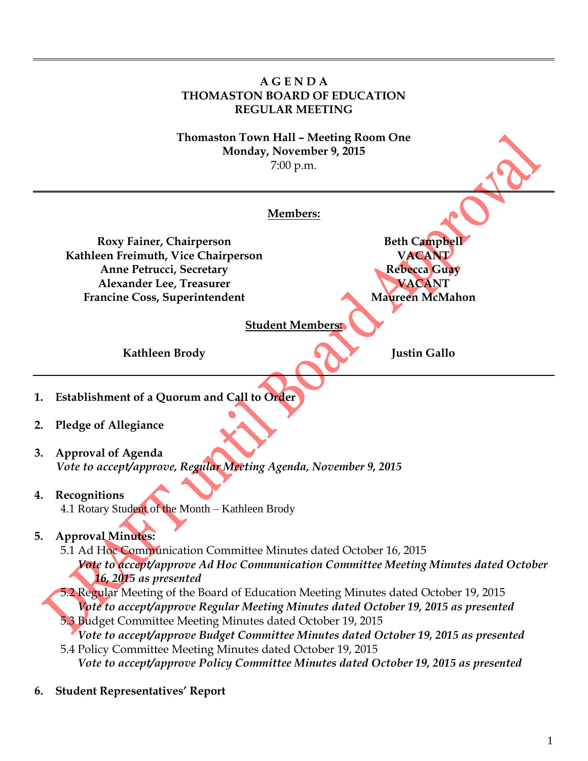# A G E N D A
# THOMASTON BOARD OF EDUCATION
# REGULAR MEETING

**Thomaston Town Hall – Meeting Room One**
**Monday, November 9, 2015**
7:00 p.m.

DRAFT until Board Approval

---

**Members:**

**Roxy Fainer, Chairperson**
**Kathleen Freimuth, Vice Chairperson**
**Anne Petrucci, Secretary**
**Alexander Lee, Treasurer**
**Francine Coss, Superintendent**

**Beth Campbell**
**VACANT**
**Rebecca Guay**
**VACANT**
**Maureen McMahon**

**Student Members:**

**Kathleen Brody**
**Justin Gallo**

---

1. **Establishment of a Quorum and Call to Order**

2. **Pledge of Allegiance**

3. **Approval of Agenda**
   ***Vote to accept/approve, Regular Meeting Agenda, November 9, 2015***

4. **Recognitions**
   4.1 Rotary Student of the Month – Kathleen Brody

5. **Approval Minutes:**
   5.1 Ad Hoc Communication Committee Minutes dated October 16, 2015
   ***Vote to accept/approve Ad Hoc Communication Committee Meeting Minutes dated October 16, 2015 as presented***
   5.2 Regular Meeting of the Board of Education Meeting Minutes dated October 19, 2015
   ***Vote to accept/approve Regular Meeting Minutes dated October 19, 2015 as presented***
   5.3 Budget Committee Meeting Minutes dated October 19, 2015
   ***Vote to accept/approve Budget Committee Minutes dated October 19, 2015 as presented***
   5.4 Policy Committee Meeting Minutes dated October 19, 2015
   ***Vote to accept/approve Policy Committee Minutes dated October 19, 2015 as presented***

6. **Student Representatives' Report**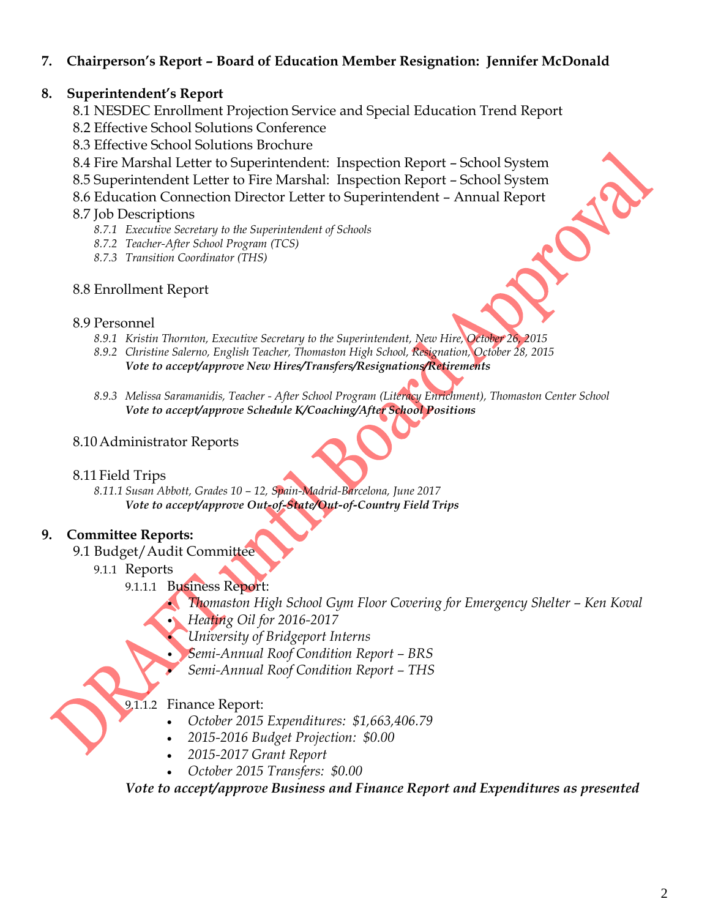**7. Chairperson's Report – Board of Education Member Resignation: Jennifer McDonald**

**8. Superintendent's Report**

8.1 NESDEC Enrollment Projection Service and Special Education Trend Report

8.2 Effective School Solutions Conference

8.3 Effective School Solutions Brochure

8.4 Fire Marshal Letter to Superintendent: Inspection Report – School System

8.5 Superintendent Letter to Fire Marshal: Inspection Report – School System

8.6 Education Connection Director Letter to Superintendent – Annual Report

8.7 Job Descriptions

- *8.7.1 Executive Secretary to the Superintendent of Schools*
- *8.7.2 Teacher-After School Program (TCS)*
- *8.7.3 Transition Coordinator (THS)*

8.8 Enrollment Report

8.9 Personnel

- *8.9.1 Kristin Thornton, Executive Secretary to the Superintendent, New Hire, October 26, 2015*
- *8.9.2 Christine Salerno, English Teacher, Thomaston High School, Resignation, October 28, 2015*

***Vote to accept/approve New Hires/Transfers/Resignations/Retirements***

- *8.9.3 Melissa Saramanidis, Teacher - After School Program (Literacy Enrichment), Thomaston Center School*

***Vote to accept/approve Schedule K/Coaching/After School Positions***

8.10 Administrator Reports

8.11 Field Trips

- *8.11.1 Susan Abbott, Grades 10 – 12, Spain-Madrid-Barcelona, June 2017*

***Vote to accept/approve Out-of-State/Out-of-Country Field Trips***

**9. Committee Reports:**

9.1 Budget/Audit Committee

9.1.1 Reports

9.1.1.1 Business Report:

- *Thomaston High School Gym Floor Covering for Emergency Shelter – Ken Koval*
- *Heating Oil for 2016-2017*
- *University of Bridgeport Interns*
- *Semi-Annual Roof Condition Report – BRS*
- *Semi-Annual Roof Condition Report – THS*

9.1.1.2 Finance Report:

- *October 2015 Expenditures: $1,663,406.79*
- *2015-2016 Budget Projection: $0.00*
- *2015-2017 Grant Report*
- *October 2015 Transfers: $0.00*

***Vote to accept/approve Business and Finance Report and Expenditures as presented***

DRAFT until Board Approval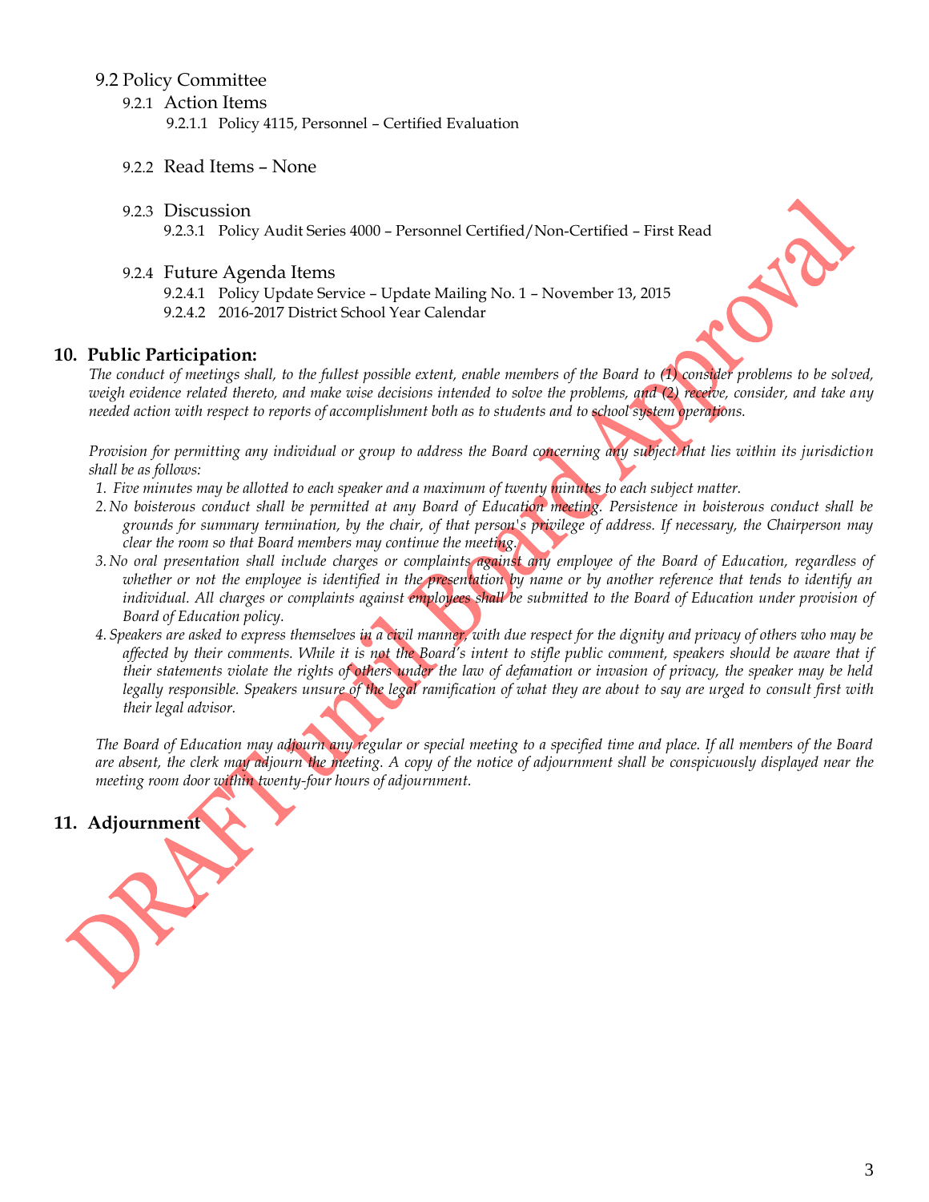9.2 Policy Committee

9.2.1 Action Items

9.2.1.1 Policy 4115, Personnel – Certified Evaluation

9.2.2 Read Items – None

9.2.3 Discussion

9.2.3.1 Policy Audit Series 4000 – Personnel Certified/Non-Certified – First Read

9.2.4 Future Agenda Items

9.2.4.1 Policy Update Service – Update Mailing No. 1 – November 13, 2015

9.2.4.2 2016-2017 District School Year Calendar

## 10. Public Participation:

*The conduct of meetings shall, to the fullest possible extent, enable members of the Board to (1) consider problems to be solved, weigh evidence related thereto, and make wise decisions intended to solve the problems, and (2) receive, consider, and take any needed action with respect to reports of accomplishment both as to students and to school system operations.*

*Provision for permitting any individual or group to address the Board concerning any subject that lies within its jurisdiction shall be as follows:*

1. *Five minutes may be allotted to each speaker and a maximum of twenty minutes to each subject matter.*
2. *No boisterous conduct shall be permitted at any Board of Education meeting. Persistence in boisterous conduct shall be grounds for summary termination, by the chair, of that person's privilege of address. If necessary, the Chairperson may clear the room so that Board members may continue the meeting.*
3. *No oral presentation shall include charges or complaints against any employee of the Board of Education, regardless of whether or not the employee is identified in the presentation by name or by another reference that tends to identify an individual. All charges or complaints against employees shall be submitted to the Board of Education under provision of Board of Education policy.*
4. *Speakers are asked to express themselves in a civil manner, with due respect for the dignity and privacy of others who may be affected by their comments. While it is not the Board's intent to stifle public comment, speakers should be aware that if their statements violate the rights of others under the law of defamation or invasion of privacy, the speaker may be held legally responsible. Speakers unsure of the legal ramification of what they are about to say are urged to consult first with their legal advisor.*

*The Board of Education may adjourn any regular or special meeting to a specified time and place. If all members of the Board are absent, the clerk may adjourn the meeting. A copy of the notice of adjournment shall be conspicuously displayed near the meeting room door within twenty-four hours of adjournment.*

## 11. Adjournment

DRAFT until Board Approval